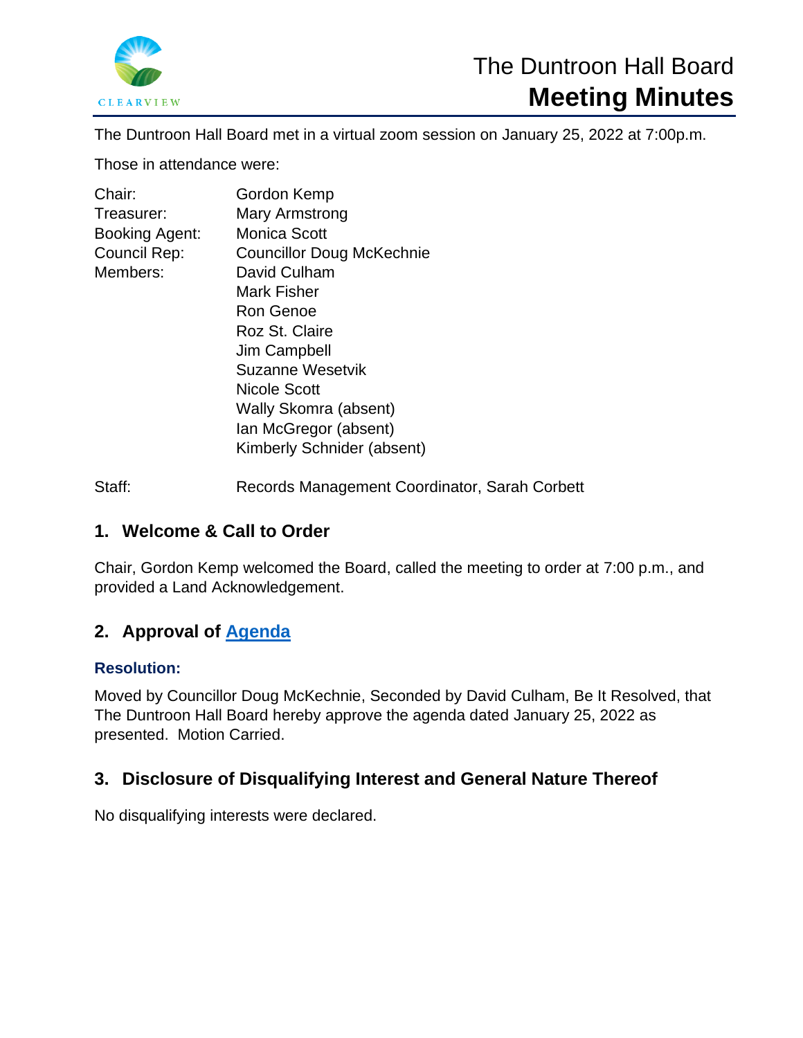# The Duntroon Hall Board
# Meeting Minutes

The Duntroon Hall Board met in a virtual zoom session on January 25, 2022 at 7:00p.m.

Those in attendance were:

| | |
|---|---|
| Chair: | Gordon Kemp |
| Treasurer: | Mary Armstrong |
| Booking Agent: | Monica Scott |
| Council Rep: | Councillor Doug McKechnie |
| Members: | David Culham |
| | Mark Fisher |
| | Ron Genoe |
| | Roz St. Claire |
| | Jim Campbell |
| | Suzanne Wesetvik |
| | Nicole Scott |
| | Wally Skomra (absent) |
| | Ian McGregor (absent) |
| | Kimberly Schnider (absent) |
| Staff: | Records Management Coordinator, Sarah Corbett |

## 1. Welcome & Call to Order

Chair, Gordon Kemp welcomed the Board, called the meeting to order at 7:00 p.m., and provided a Land Acknowledgement.

## 2. Approval of Agenda

### Resolution:

Moved by Councillor Doug McKechnie, Seconded by David Culham, Be It Resolved, that The Duntroon Hall Board hereby approve the agenda dated January 25, 2022 as presented. Motion Carried.

## 3. Disclosure of Disqualifying Interest and General Nature Thereof

No disqualifying interests were declared.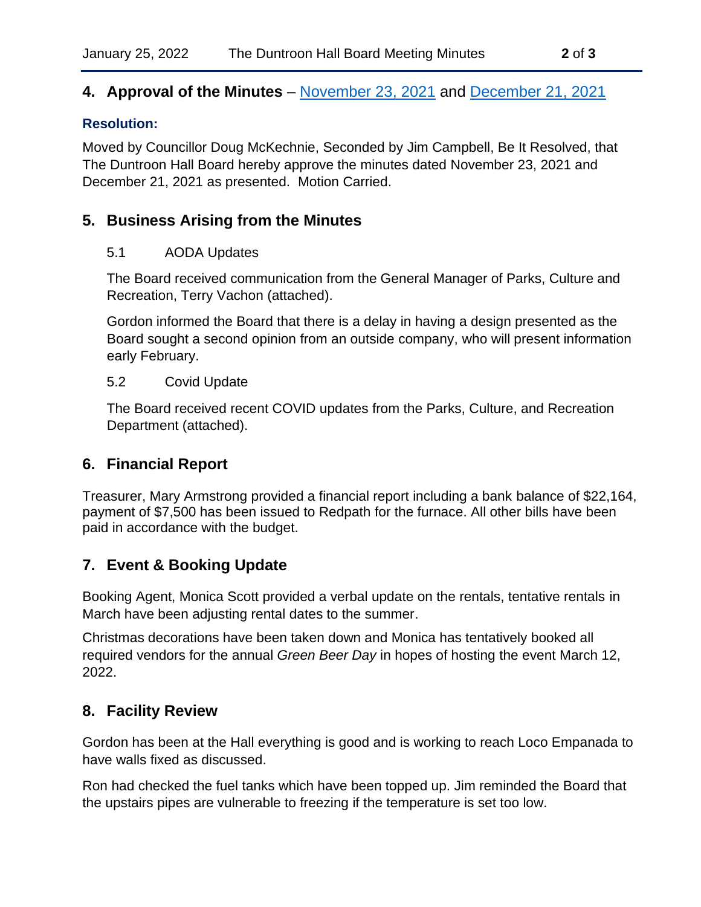## 4. Approval of the Minutes – [November 23, 2021]() and [December 21, 2021]()

**Resolution:**

Moved by Councillor Doug McKechnie, Seconded by Jim Campbell, Be It Resolved, that The Duntroon Hall Board hereby approve the minutes dated November 23, 2021 and December 21, 2021 as presented. Motion Carried.

## 5. Business Arising from the Minutes

5.1 AODA Updates

The Board received communication from the General Manager of Parks, Culture and Recreation, Terry Vachon (attached).

Gordon informed the Board that there is a delay in having a design presented as the Board sought a second opinion from an outside company, who will present information early February.

5.2 Covid Update

The Board received recent COVID updates from the Parks, Culture, and Recreation Department (attached).

## 6. Financial Report

Treasurer, Mary Armstrong provided a financial report including a bank balance of $22,164, payment of $7,500 has been issued to Redpath for the furnace. All other bills have been paid in accordance with the budget.

## 7. Event & Booking Update

Booking Agent, Monica Scott provided a verbal update on the rentals, tentative rentals in March have been adjusting rental dates to the summer.

Christmas decorations have been taken down and Monica has tentatively booked all required vendors for the annual *Green Beer Day* in hopes of hosting the event March 12, 2022.

## 8. Facility Review

Gordon has been at the Hall everything is good and is working to reach Loco Empanada to have walls fixed as discussed.

Ron had checked the fuel tanks which have been topped up. Jim reminded the Board that the upstairs pipes are vulnerable to freezing if the temperature is set too low.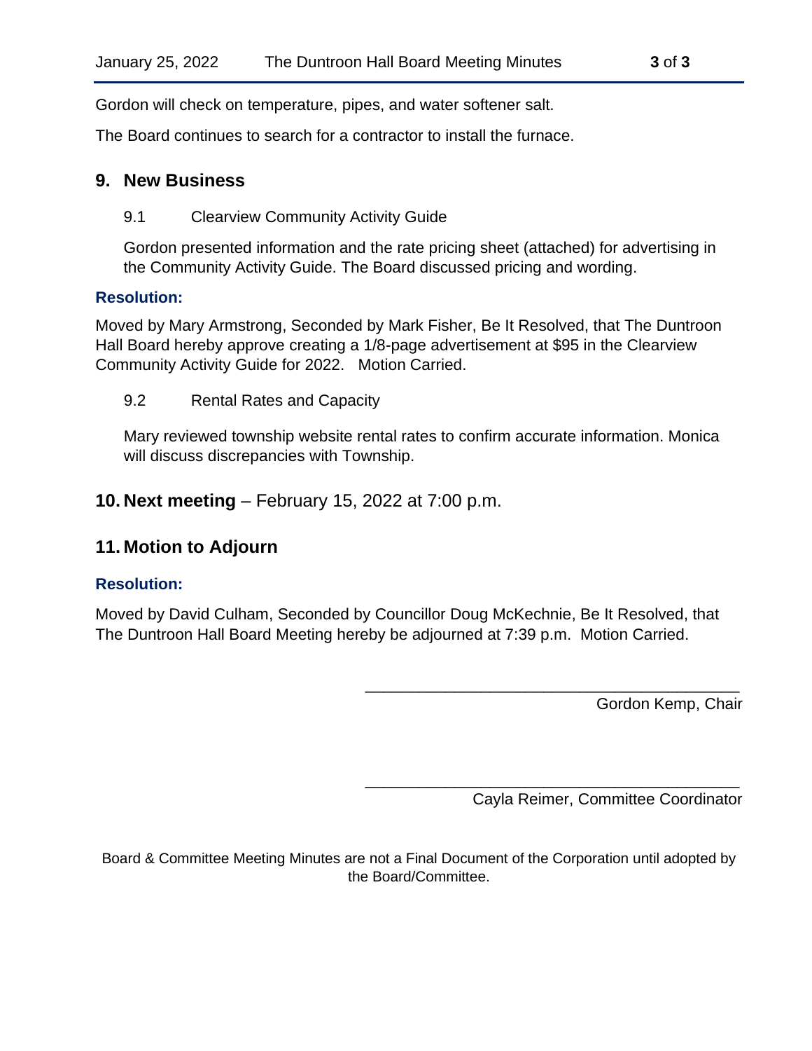Gordon will check on temperature, pipes, and water softener salt.

The Board continues to search for a contractor to install the furnace.

## 9. New Business

9.1 Clearview Community Activity Guide

Gordon presented information and the rate pricing sheet (attached) for advertising in the Community Activity Guide. The Board discussed pricing and wording.

**Resolution:**

Moved by Mary Armstrong, Seconded by Mark Fisher, Be It Resolved, that The Duntroon Hall Board hereby approve creating a 1/8-page advertisement at $95 in the Clearview Community Activity Guide for 2022. Motion Carried.

9.2 Rental Rates and Capacity

Mary reviewed township website rental rates to confirm accurate information. Monica will discuss discrepancies with Township.

## 10. Next meeting – February 15, 2022 at 7:00 p.m.

## 11. Motion to Adjourn

**Resolution:**

Moved by David Culham, Seconded by Councillor Doug McKechnie, Be It Resolved, that The Duntroon Hall Board Meeting hereby be adjourned at 7:39 p.m. Motion Carried.

\_\_\_\_\_\_\_\_\_\_\_\_\_\_\_\_\_\_\_\_\_\_\_\_\_\_\_\_\_\_\_\_\_\_\_\_\_\_\_\_\_\_

Gordon Kemp, Chair

\_\_\_\_\_\_\_\_\_\_\_\_\_\_\_\_\_\_\_\_\_\_\_\_\_\_\_\_\_\_\_\_\_\_\_\_\_\_\_\_\_\_

Cayla Reimer, Committee Coordinator

Board & Committee Meeting Minutes are not a Final Document of the Corporation until adopted by the Board/Committee.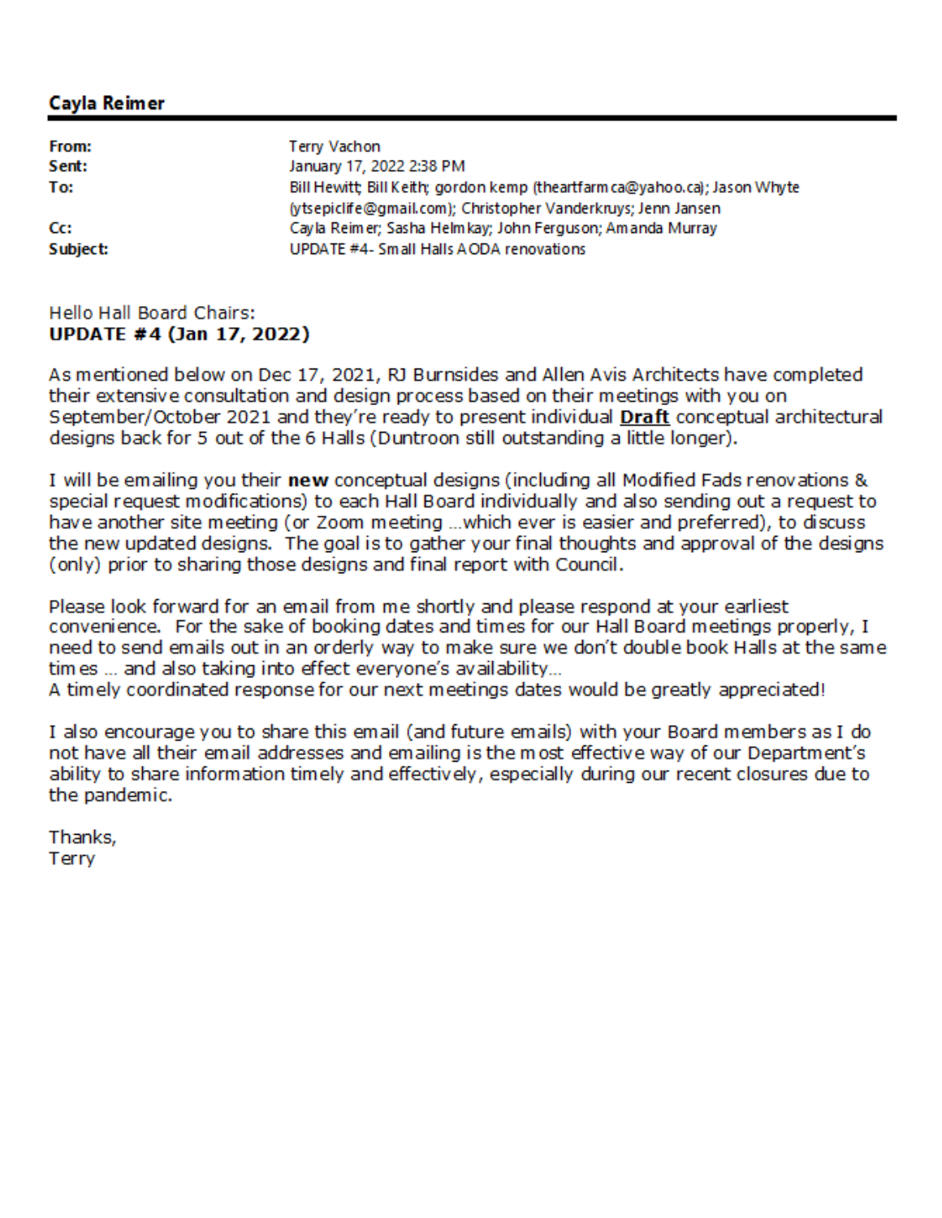**Cayla Reimer**

| | |
|---|---|
| **From:** | Terry Vachon |
| **Sent:** | January 17, 2022 2:38 PM |
| **To:** | Bill Hewitt; Bill Keith; gordon kemp (theartfarmca@yahoo.ca); Jason Whyte (ytsepiclife@gmail.com); Christopher Vanderkruys; Jenn Jansen |
| **Cc:** | Cayla Reimer; Sasha Helmkay; John Ferguson; Amanda Murray |
| **Subject:** | UPDATE #4- Small Halls AODA renovations |

Hello Hall Board Chairs:
**UPDATE #4 (Jan 17, 2022)**

As mentioned below on Dec 17, 2021, RJ Burnsides and Allen Avis Architects have completed their extensive consultation and design process based on their meetings with you on September/October 2021 and they're ready to present individual **Draft** conceptual architectural designs back for 5 out of the 6 Halls (Duntroon still outstanding a little longer).

I will be emailing you their **new** conceptual designs (including all Modified Fads renovations & special request modifications) to each Hall Board individually and also sending out a request to have another site meeting (or Zoom meeting …which ever is easier and preferred), to discuss the new updated designs. The goal is to gather your final thoughts and approval of the designs (only) prior to sharing those designs and final report with Council.

Please look forward for an email from me shortly and please respond at your earliest convenience. For the sake of booking dates and times for our Hall Board meetings properly, I need to send emails out in an orderly way to make sure we don't double book Halls at the same times … and also taking into effect everyone's availability…
A timely coordinated response for our next meetings dates would be greatly appreciated!

I also encourage you to share this email (and future emails) with your Board members as I do not have all their email addresses and emailing is the most effective way of our Department's ability to share information timely and effectively, especially during our recent closures due to the pandemic.

Thanks,
Terry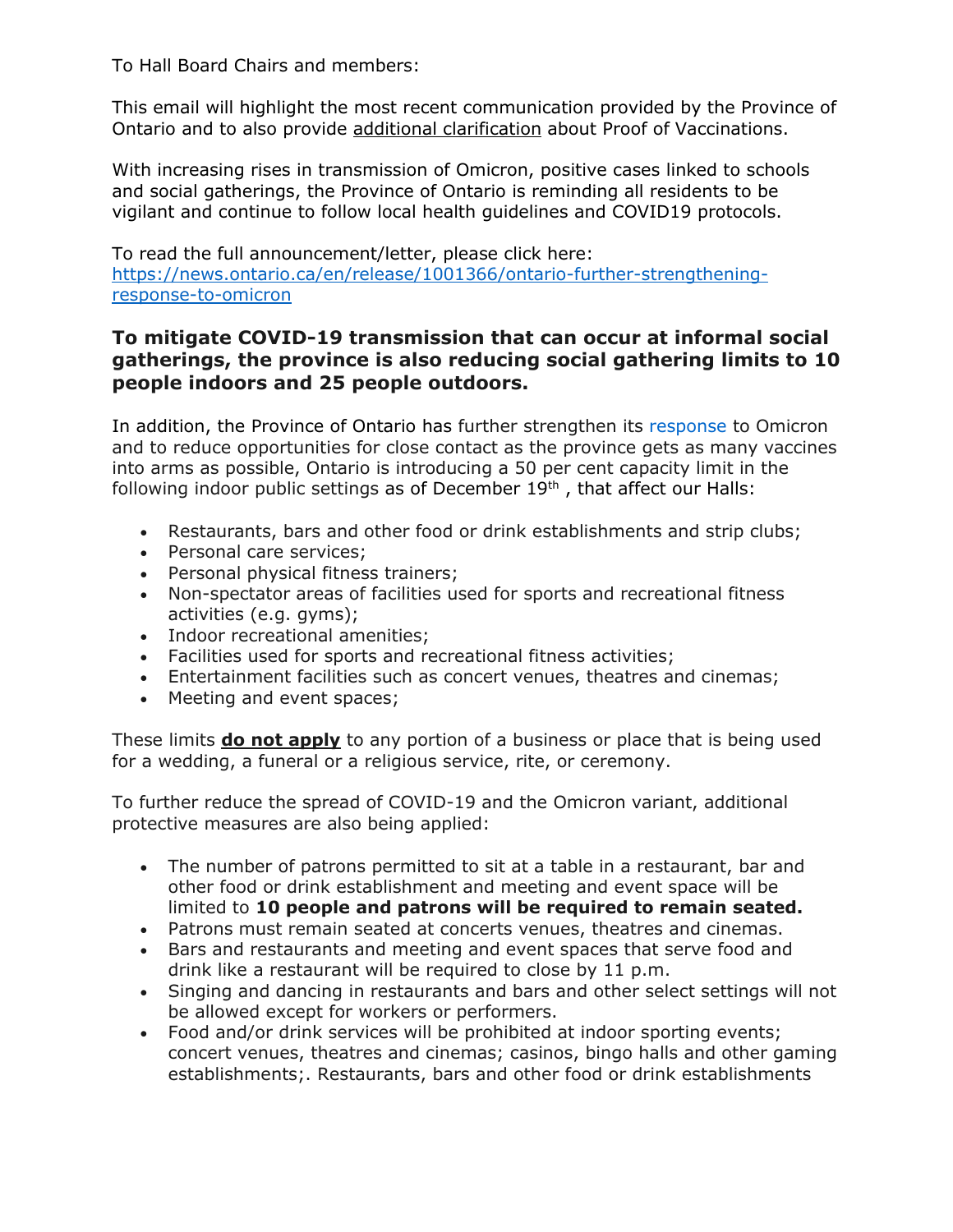To Hall Board Chairs and members:

This email will highlight the most recent communication provided by the Province of Ontario and to also provide additional clarification about Proof of Vaccinations.

With increasing rises in transmission of Omicron, positive cases linked to schools and social gatherings, the Province of Ontario is reminding all residents to be vigilant and continue to follow local health guidelines and COVID19 protocols.

To read the full announcement/letter, please click here: [https://news.ontario.ca/en/release/1001366/ontario-further-strengthening-response-to-omicron](https://news.ontario.ca/en/release/1001366/ontario-further-strengthening-response-to-omicron)

### To mitigate COVID-19 transmission that can occur at informal social gatherings, the province is also reducing social gathering limits to 10 people indoors and 25 people outdoors.

In addition, the Province of Ontario has further strengthen its response to Omicron and to reduce opportunities for close contact as the province gets as many vaccines into arms as possible, Ontario is introducing a 50 per cent capacity limit in the following indoor public settings as of December 19th , that affect our Halls:

- Restaurants, bars and other food or drink establishments and strip clubs;
- Personal care services;
- Personal physical fitness trainers;
- Non-spectator areas of facilities used for sports and recreational fitness activities (e.g. gyms);
- Indoor recreational amenities;
- Facilities used for sports and recreational fitness activities;
- Entertainment facilities such as concert venues, theatres and cinemas;
- Meeting and event spaces;

These limits **do not apply** to any portion of a business or place that is being used for a wedding, a funeral or a religious service, rite, or ceremony.

To further reduce the spread of COVID-19 and the Omicron variant, additional protective measures are also being applied:

- The number of patrons permitted to sit at a table in a restaurant, bar and other food or drink establishment and meeting and event space will be limited to **10 people and patrons will be required to remain seated.**
- Patrons must remain seated at concerts venues, theatres and cinemas.
- Bars and restaurants and meeting and event spaces that serve food and drink like a restaurant will be required to close by 11 p.m.
- Singing and dancing in restaurants and bars and other select settings will not be allowed except for workers or performers.
- Food and/or drink services will be prohibited at indoor sporting events; concert venues, theatres and cinemas; casinos, bingo halls and other gaming establishments;. Restaurants, bars and other food or drink establishments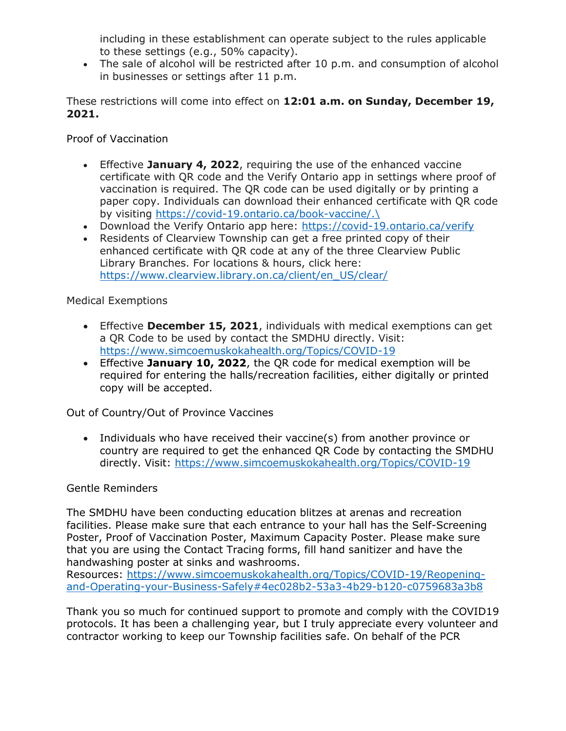including in these establishment can operate subject to the rules applicable to these settings (e.g., 50% capacity).
- The sale of alcohol will be restricted after 10 p.m. and consumption of alcohol in businesses or settings after 11 p.m.

These restrictions will come into effect on **12:01 a.m. on Sunday, December 19, 2021.**

Proof of Vaccination

- Effective **January 4, 2022**, requiring the use of the enhanced vaccine certificate with QR code and the Verify Ontario app in settings where proof of vaccination is required. The QR code can be used digitally or by printing a paper copy. Individuals can download their enhanced certificate with QR code by visiting https://covid-19.ontario.ca/book-vaccine/.\
- Download the Verify Ontario app here: https://covid-19.ontario.ca/verify
- Residents of Clearview Township can get a free printed copy of their enhanced certificate with QR code at any of the three Clearview Public Library Branches. For locations & hours, click here: https://www.clearview.library.on.ca/client/en_US/clear/

Medical Exemptions

- Effective **December 15, 2021**, individuals with medical exemptions can get a QR Code to be used by contact the SMDHU directly. Visit: https://www.simcoemuskokahealth.org/Topics/COVID-19
- Effective **January 10, 2022**, the QR code for medical exemption will be required for entering the halls/recreation facilities, either digitally or printed copy will be accepted.

Out of Country/Out of Province Vaccines

- Individuals who have received their vaccine(s) from another province or country are required to get the enhanced QR Code by contacting the SMDHU directly. Visit: https://www.simcoemuskokahealth.org/Topics/COVID-19

Gentle Reminders

The SMDHU have been conducting education blitzes at arenas and recreation facilities. Please make sure that each entrance to your hall has the Self-Screening Poster, Proof of Vaccination Poster, Maximum Capacity Poster. Please make sure that you are using the Contact Tracing forms, fill hand sanitizer and have the handwashing poster at sinks and washrooms.
Resources: https://www.simcoemuskokahealth.org/Topics/COVID-19/Reopening-and-Operating-your-Business-Safely#4ec028b2-53a3-4b29-b120-c0759683a3b8

Thank you so much for continued support to promote and comply with the COVID19 protocols. It has been a challenging year, but I truly appreciate every volunteer and contractor working to keep our Township facilities safe. On behalf of the PCR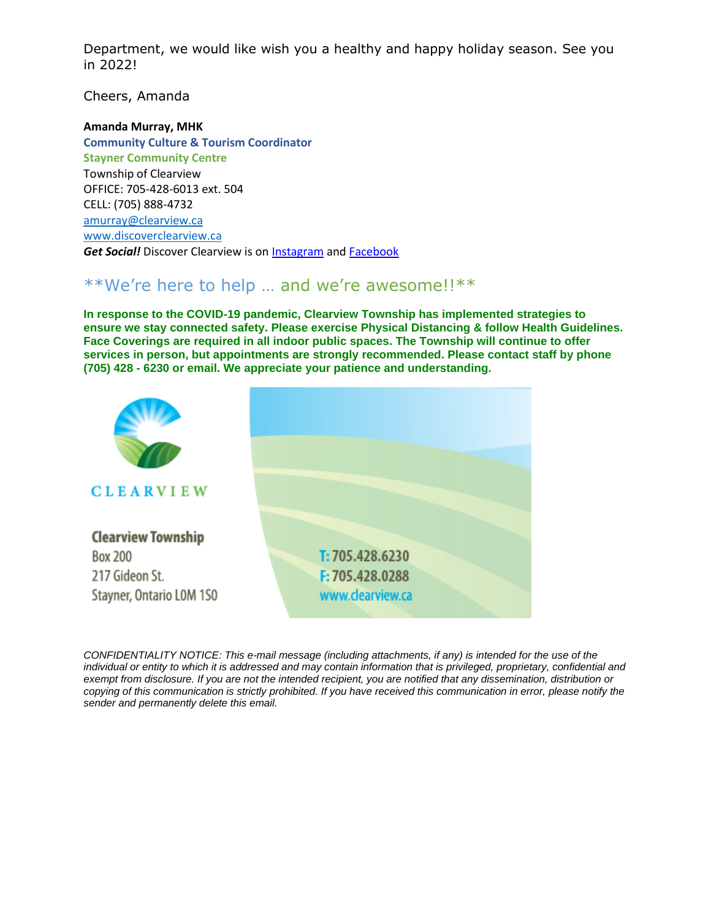Department, we would like wish you a healthy and happy holiday season. See you in 2022!

Cheers, Amanda

**Amanda Murray, MHK**
**Community Culture & Tourism Coordinator**
**Stayner Community Centre**
Township of Clearview
OFFICE: 705-428-6013 ext. 504
CELL: (705) 888-4732
amurray@clearview.ca
www.discoverclearview.ca
***Get Social!*** Discover Clearview is on Instagram and Facebook

**We're here to help … and we're awesome!!**

**In response to the COVID-19 pandemic, Clearview Township has implemented strategies to ensure we stay connected safety. Please exercise Physical Distancing & follow Health Guidelines. Face Coverings are required in all indoor public spaces. The Township will continue to offer services in person, but appointments are strongly recommended. Please contact staff by phone (705) 428 - 6230 or email. We appreciate your patience and understanding.**

CLEARVIEW

**Clearview Township**
Box 200
217 Gideon St.
Stayner, Ontario L0M 1S0

T: 705.428.6230
F: 705.428.0288
www.clearview.ca

*CONFIDENTIALITY NOTICE: This e-mail message (including attachments, if any) is intended for the use of the individual or entity to which it is addressed and may contain information that is privileged, proprietary, confidential and exempt from disclosure. If you are not the intended recipient, you are notified that any dissemination, distribution or copying of this communication is strictly prohibited. If you have received this communication in error, please notify the sender and permanently delete this email.*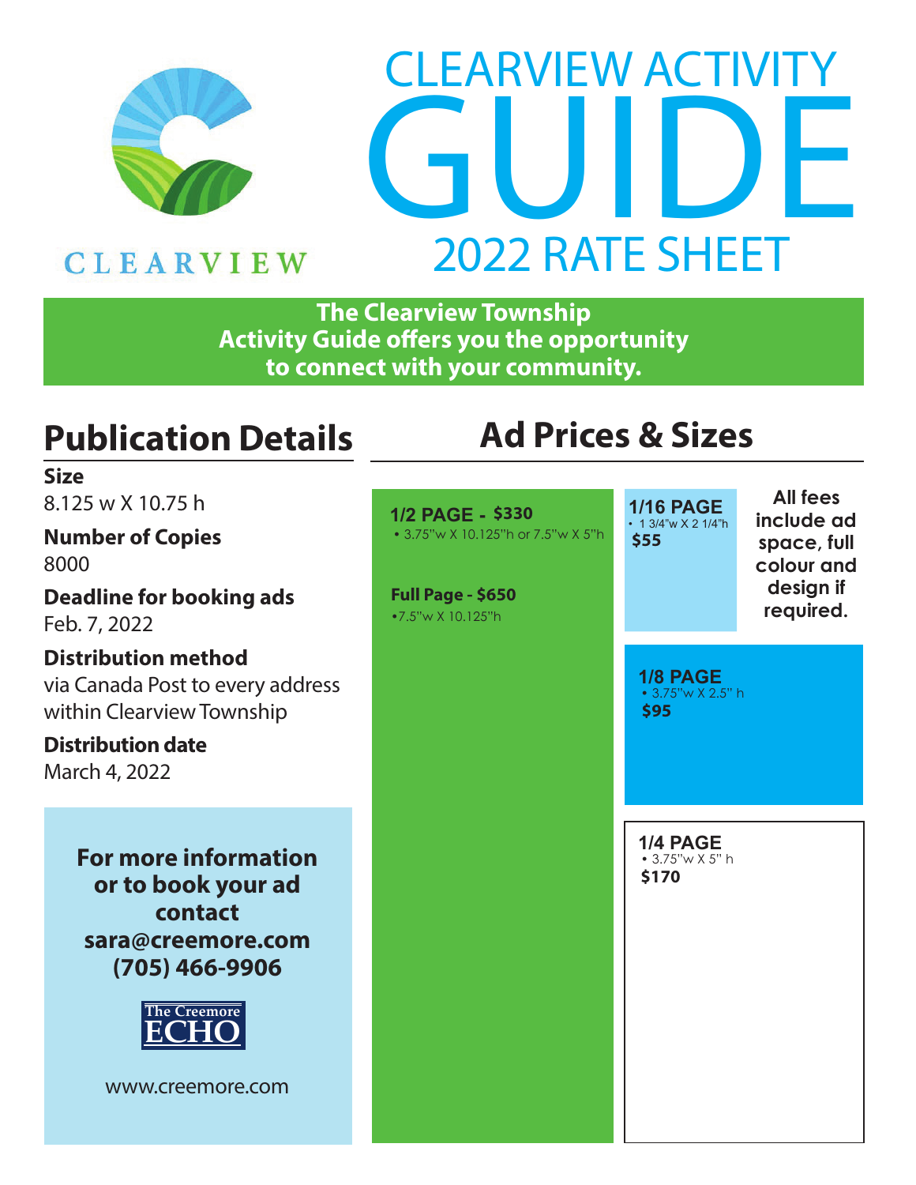CLEARVIEW

# CLEARVIEW ACTIVITY GUIDE

## 2022 RATE SHEET

**The Clearview Township Activity Guide offers you the opportunity to connect with your community.**

## Publication Details

**Size**
8.125 w X 10.75 h

**Number of Copies**
8000

**Deadline for booking ads**
Feb. 7, 2022

**Distribution method**
via Canada Post to every address within Clearview Township

**Distribution date**
March 4, 2022

**For more information or to book your ad contact sara@creemore.com (705) 466-9906**

The Creemore ECHO

www.creemore.com

## Ad Prices & Sizes

**1/2 PAGE - $330**
• 3.75"w X 10.125"h or 7.5"w X 5"h

**Full Page - $650**
•7.5"w X 10.125"h

**1/16 PAGE**
• 1 3/4"w X 2 1/4"h
**$55**

**All fees include ad space, full colour and design if required.**

**1/8 PAGE**
• 3.75"w X 2.5" h
**$95**

**1/4 PAGE**
• 3.75"w X 5" h
**$170**